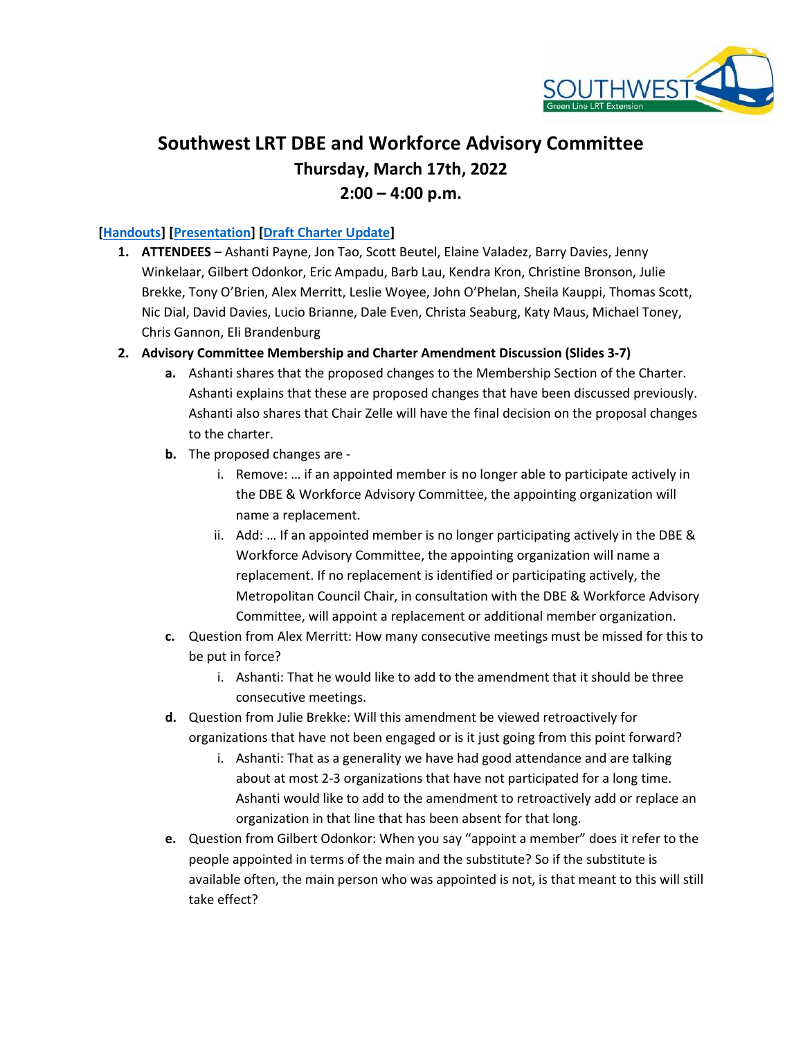# Southwest LRT DBE and Workforce Advisory Committee

## Thursday, March 17th, 2022

## 2:00 – 4:00 p.m.

**[Handouts] [Presentation] [Draft Charter Update]**

1. **ATTENDEES** – Ashanti Payne, Jon Tao, Scott Beutel, Elaine Valadez, Barry Davies, Jenny Winkelaar, Gilbert Odonkor, Eric Ampadu, Barb Lau, Kendra Kron, Christine Bronson, Julie Brekke, Tony O'Brien, Alex Merritt, Leslie Woyee, John O'Phelan, Sheila Kauppi, Thomas Scott, Nic Dial, David Davies, Lucio Brianne, Dale Even, Christa Seaburg, Katy Maus, Michael Toney, Chris Gannon, Eli Brandenburg
2. **Advisory Committee Membership and Charter Amendment Discussion (Slides 3-7)**
   a. Ashanti shares that the proposed changes to the Membership Section of the Charter. Ashanti explains that these are proposed changes that have been discussed previously. Ashanti also shares that Chair Zelle will have the final decision on the proposal changes to the charter.
   b. The proposed changes are -
      i. Remove: … if an appointed member is no longer able to participate actively in the DBE & Workforce Advisory Committee, the appointing organization will name a replacement.
      ii. Add: … If an appointed member is no longer participating actively in the DBE & Workforce Advisory Committee, the appointing organization will name a replacement. If no replacement is identified or participating actively, the Metropolitan Council Chair, in consultation with the DBE & Workforce Advisory Committee, will appoint a replacement or additional member organization.
   c. Question from Alex Merritt: How many consecutive meetings must be missed for this to be put in force?
      i. Ashanti: That he would like to add to the amendment that it should be three consecutive meetings.
   d. Question from Julie Brekke: Will this amendment be viewed retroactively for organizations that have not been engaged or is it just going from this point forward?
      i. Ashanti: That as a generality we have had good attendance and are talking about at most 2-3 organizations that have not participated for a long time. Ashanti would like to add to the amendment to retroactively add or replace an organization in that line that has been absent for that long.
   e. Question from Gilbert Odonkor: When you say "appoint a member" does it refer to the people appointed in terms of the main and the substitute? So if the substitute is available often, the main person who was appointed is not, is that meant to this will still take effect?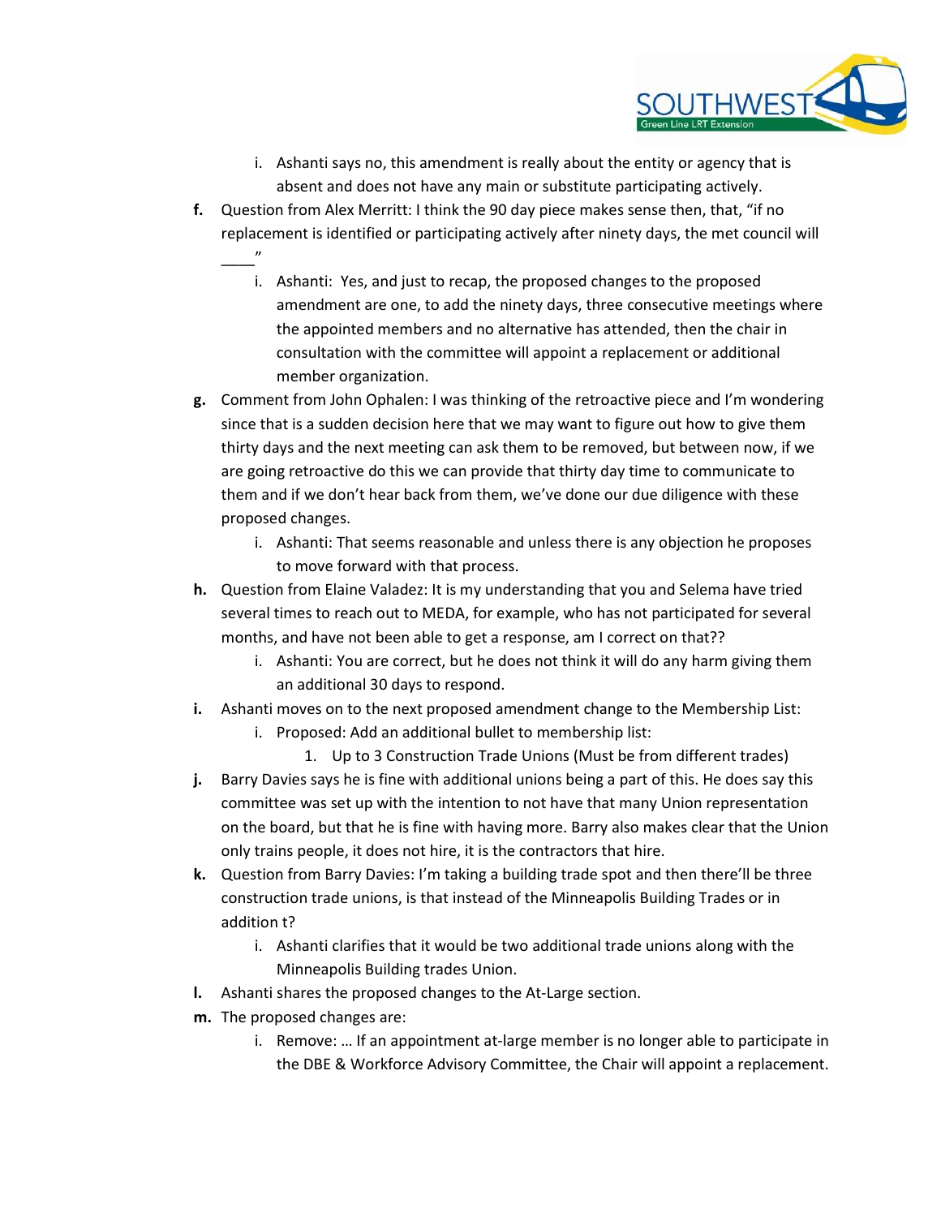i. Ashanti says no, this amendment is really about the entity or agency that is absent and does not have any main or substitute participating actively.

f. Question from Alex Merritt: I think the 90 day piece makes sense then, that, "if no replacement is identified or participating actively after ninety days, the met council will ____"

   i. Ashanti: Yes, and just to recap, the proposed changes to the proposed amendment are one, to add the ninety days, three consecutive meetings where the appointed members and no alternative has attended, then the chair in consultation with the committee will appoint a replacement or additional member organization.

g. Comment from John Ophalen: I was thinking of the retroactive piece and I'm wondering since that is a sudden decision here that we may want to figure out how to give them thirty days and the next meeting can ask them to be removed, but between now, if we are going retroactive do this we can provide that thirty day time to communicate to them and if we don't hear back from them, we've done our due diligence with these proposed changes.

   i. Ashanti: That seems reasonable and unless there is any objection he proposes to move forward with that process.

h. Question from Elaine Valadez: It is my understanding that you and Selema have tried several times to reach out to MEDA, for example, who has not participated for several months, and have not been able to get a response, am I correct on that??

   i. Ashanti: You are correct, but he does not think it will do any harm giving them an additional 30 days to respond.

i. Ashanti moves on to the next proposed amendment change to the Membership List:

   i. Proposed: Add an additional bullet to membership list:

      1. Up to 3 Construction Trade Unions (Must be from different trades)

j. Barry Davies says he is fine with additional unions being a part of this. He does say this committee was set up with the intention to not have that many Union representation on the board, but that he is fine with having more. Barry also makes clear that the Union only trains people, it does not hire, it is the contractors that hire.

k. Question from Barry Davies: I'm taking a building trade spot and then there'll be three construction trade unions, is that instead of the Minneapolis Building Trades or in addition t?

   i. Ashanti clarifies that it would be two additional trade unions along with the Minneapolis Building trades Union.

l. Ashanti shares the proposed changes to the At-Large section.

m. The proposed changes are:

   i. Remove: … If an appointment at-large member is no longer able to participate in the DBE & Workforce Advisory Committee, the Chair will appoint a replacement.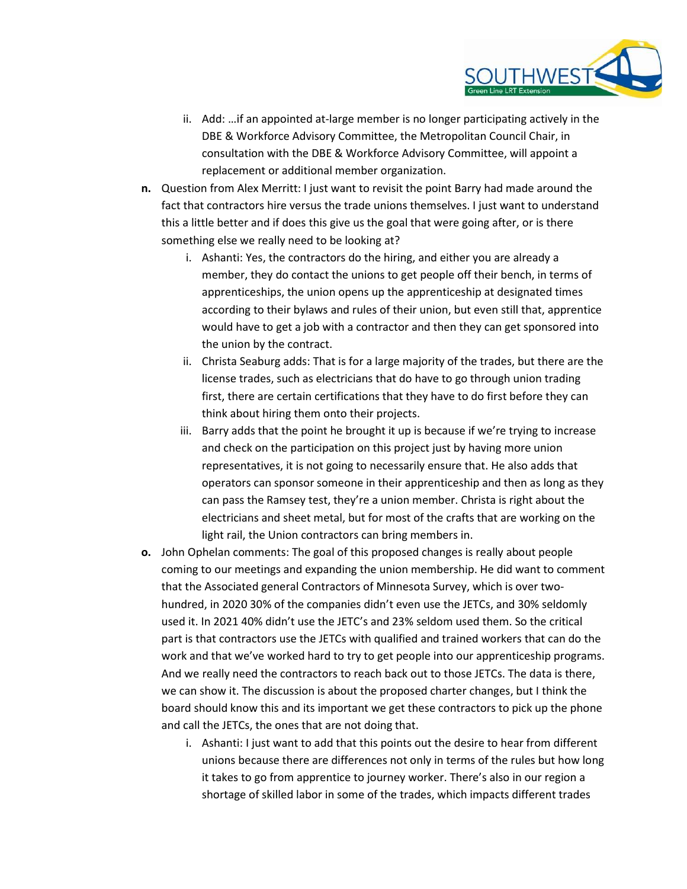ii. Add: …if an appointed at-large member is no longer participating actively in the DBE & Workforce Advisory Committee, the Metropolitan Council Chair, in consultation with the DBE & Workforce Advisory Committee, will appoint a replacement or additional member organization.

**n.** Question from Alex Merritt: I just want to revisit the point Barry had made around the fact that contractors hire versus the trade unions themselves. I just want to understand this a little better and if does this give us the goal that were going after, or is there something else we really need to be looking at?

   i. Ashanti: Yes, the contractors do the hiring, and either you are already a member, they do contact the unions to get people off their bench, in terms of apprenticeships, the union opens up the apprenticeship at designated times according to their bylaws and rules of their union, but even still that, apprentice would have to get a job with a contractor and then they can get sponsored into the union by the contract.

   ii. Christa Seaburg adds: That is for a large majority of the trades, but there are the license trades, such as electricians that do have to go through union trading first, there are certain certifications that they have to do first before they can think about hiring them onto their projects.

   iii. Barry adds that the point he brought it up is because if we're trying to increase and check on the participation on this project just by having more union representatives, it is not going to necessarily ensure that. He also adds that operators can sponsor someone in their apprenticeship and then as long as they can pass the Ramsey test, they're a union member. Christa is right about the electricians and sheet metal, but for most of the crafts that are working on the light rail, the Union contractors can bring members in.

**o.** John Ophelan comments: The goal of this proposed changes is really about people coming to our meetings and expanding the union membership. He did want to comment that the Associated general Contractors of Minnesota Survey, which is over two-hundred, in 2020 30% of the companies didn't even use the JETCs, and 30% seldomly used it. In 2021 40% didn't use the JETC's and 23% seldom used them. So the critical part is that contractors use the JETCs with qualified and trained workers that can do the work and that we've worked hard to try to get people into our apprenticeship programs. And we really need the contractors to reach back out to those JETCs. The data is there, we can show it. The discussion is about the proposed charter changes, but I think the board should know this and its important we get these contractors to pick up the phone and call the JETCs, the ones that are not doing that.

   i. Ashanti: I just want to add that this points out the desire to hear from different unions because there are differences not only in terms of the rules but how long it takes to go from apprentice to journey worker. There's also in our region a shortage of skilled labor in some of the trades, which impacts different trades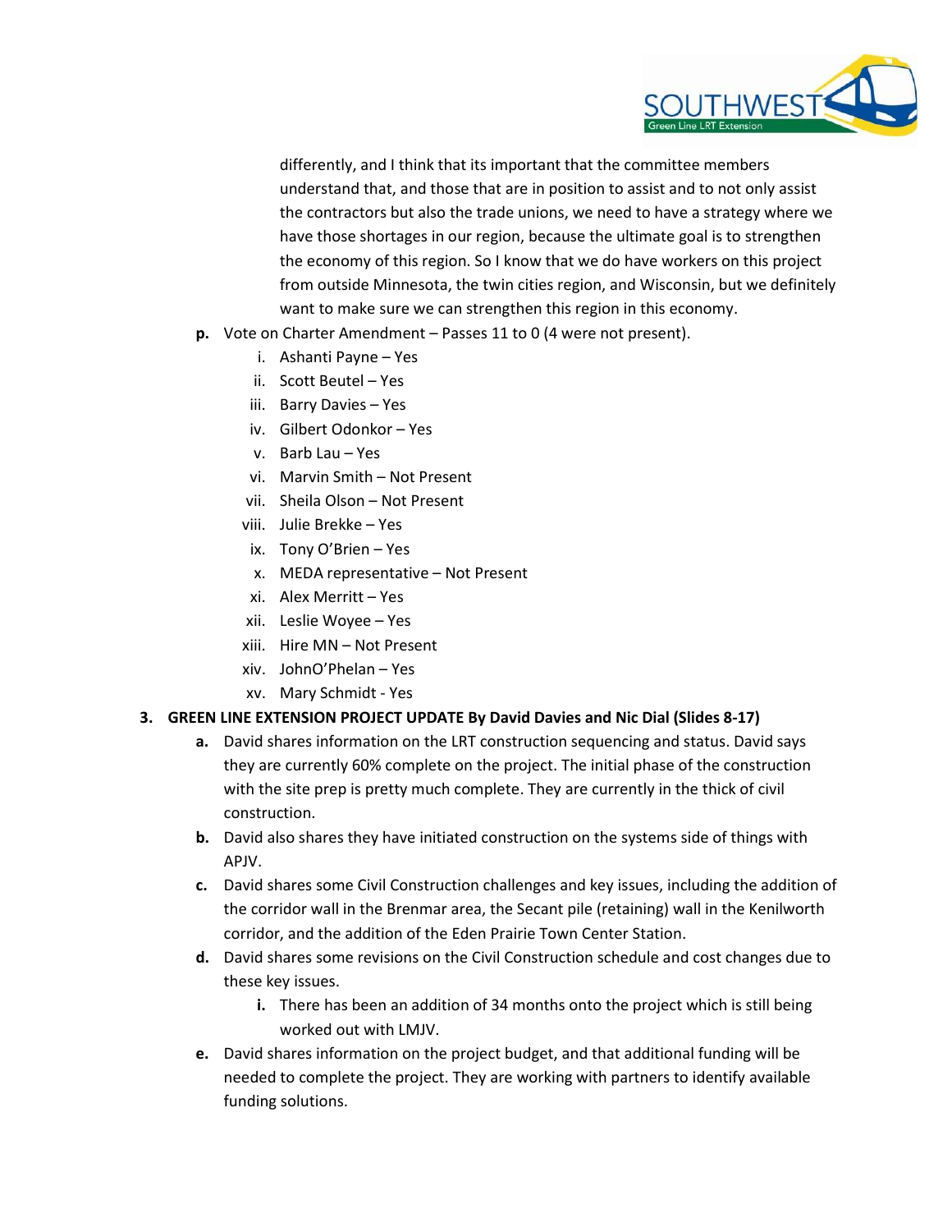differently, and I think that its important that the committee members understand that, and those that are in position to assist and to not only assist the contractors but also the trade unions, we need to have a strategy where we have those shortages in our region, because the ultimate goal is to strengthen the economy of this region. So I know that we do have workers on this project from outside Minnesota, the twin cities region, and Wisconsin, but we definitely want to make sure we can strengthen this region in this economy.

**p.** Vote on Charter Amendment – Passes 11 to 0 (4 were not present).

i. Ashanti Payne – Yes
ii. Scott Beutel – Yes
iii. Barry Davies – Yes
iv. Gilbert Odonkor – Yes
v. Barb Lau – Yes
vi. Marvin Smith – Not Present
vii. Sheila Olson – Not Present
viii. Julie Brekke – Yes
ix. Tony O'Brien – Yes
x. MEDA representative – Not Present
xi. Alex Merritt – Yes
xii. Leslie Woyee – Yes
xiii. Hire MN – Not Present
xiv. JohnO'Phelan – Yes
xv. Mary Schmidt - Yes

**3. GREEN LINE EXTENSION PROJECT UPDATE By David Davies and Nic Dial (Slides 8-17)**

**a.** David shares information on the LRT construction sequencing and status. David says they are currently 60% complete on the project. The initial phase of the construction with the site prep is pretty much complete. They are currently in the thick of civil construction.

**b.** David also shares they have initiated construction on the systems side of things with APJV.

**c.** David shares some Civil Construction challenges and key issues, including the addition of the corridor wall in the Brenmar area, the Secant pile (retaining) wall in the Kenilworth corridor, and the addition of the Eden Prairie Town Center Station.

**d.** David shares some revisions on the Civil Construction schedule and cost changes due to these key issues.

**i.** There has been an addition of 34 months onto the project which is still being worked out with LMJV.

**e.** David shares information on the project budget, and that additional funding will be needed to complete the project. They are working with partners to identify available funding solutions.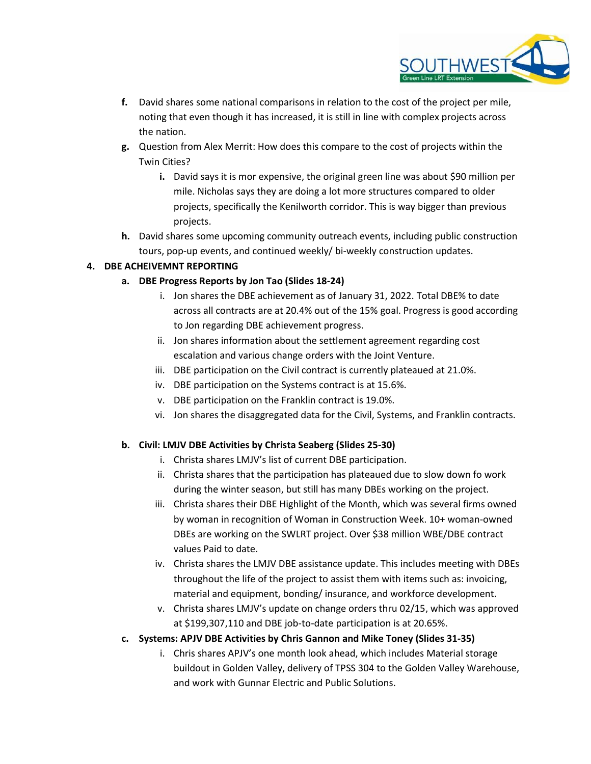f. David shares some national comparisons in relation to the cost of the project per mile, noting that even though it has increased, it is still in line with complex projects across the nation.

g. Question from Alex Merrit: How does this compare to the cost of projects within the Twin Cities?

   i. David says it is mor expensive, the original green line was about $90 million per mile. Nicholas says they are doing a lot more structures compared to older projects, specifically the Kenilworth corridor. This is way bigger than previous projects.

h. David shares some upcoming community outreach events, including public construction tours, pop-up events, and continued weekly/ bi-weekly construction updates.

**4. DBE ACHEIVEMNT REPORTING**

**a. DBE Progress Reports by Jon Tao (Slides 18-24)**

   i. Jon shares the DBE achievement as of January 31, 2022. Total DBE% to date across all contracts are at 20.4% out of the 15% goal. Progress is good according to Jon regarding DBE achievement progress.

   ii. Jon shares information about the settlement agreement regarding cost escalation and various change orders with the Joint Venture.

   iii. DBE participation on the Civil contract is currently plateaued at 21.0%.

   iv. DBE participation on the Systems contract is at 15.6%.

   v. DBE participation on the Franklin contract is 19.0%.

   vi. Jon shares the disaggregated data for the Civil, Systems, and Franklin contracts.

**b. Civil: LMJV DBE Activities by Christa Seaberg (Slides 25-30)**

   i. Christa shares LMJV's list of current DBE participation.

   ii. Christa shares that the participation has plateaued due to slow down fo work during the winter season, but still has many DBEs working on the project.

   iii. Christa shares their DBE Highlight of the Month, which was several firms owned by woman in recognition of Woman in Construction Week. 10+ woman-owned DBEs are working on the SWLRT project. Over $38 million WBE/DBE contract values Paid to date.

   iv. Christa shares the LMJV DBE assistance update. This includes meeting with DBEs throughout the life of the project to assist them with items such as: invoicing, material and equipment, bonding/ insurance, and workforce development.

   v. Christa shares LMJV's update on change orders thru 02/15, which was approved at $199,307,110 and DBE job-to-date participation is at 20.65%.

**c. Systems: APJV DBE Activities by Chris Gannon and Mike Toney (Slides 31-35)**

   i. Chris shares APJV's one month look ahead, which includes Material storage buildout in Golden Valley, delivery of TPSS 304 to the Golden Valley Warehouse, and work with Gunnar Electric and Public Solutions.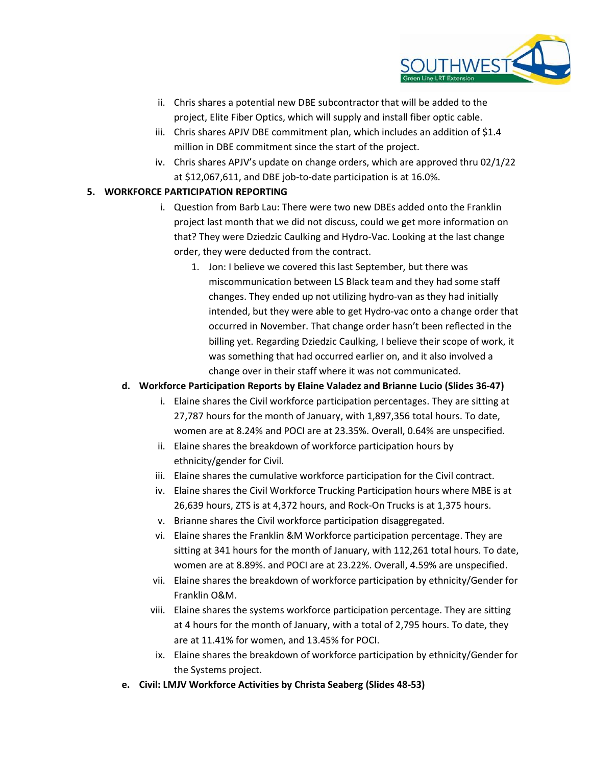ii. Chris shares a potential new DBE subcontractor that will be added to the project, Elite Fiber Optics, which will supply and install fiber optic cable.

iii. Chris shares APJV DBE commitment plan, which includes an addition of $1.4 million in DBE commitment since the start of the project.

iv. Chris shares APJV's update on change orders, which are approved thru 02/1/22 at $12,067,611, and DBE job-to-date participation is at 16.0%.

## 5. WORKFORCE PARTICIPATION REPORTING

i. Question from Barb Lau: There were two new DBEs added onto the Franklin project last month that we did not discuss, could we get more information on that? They were Dziedzic Caulking and Hydro-Vac. Looking at the last change order, they were deducted from the contract.

1. Jon: I believe we covered this last September, but there was miscommunication between LS Black team and they had some staff changes. They ended up not utilizing hydro-van as they had initially intended, but they were able to get Hydro-vac onto a change order that occurred in November. That change order hasn't been reflected in the billing yet. Regarding Dziedzic Caulking, I believe their scope of work, it was something that had occurred earlier on, and it also involved a change over in their staff where it was not communicated.

### d. Workforce Participation Reports by Elaine Valadez and Brianne Lucio (Slides 36-47)

i. Elaine shares the Civil workforce participation percentages. They are sitting at 27,787 hours for the month of January, with 1,897,356 total hours. To date, women are at 8.24% and POCI are at 23.35%. Overall, 0.64% are unspecified.

ii. Elaine shares the breakdown of workforce participation hours by ethnicity/gender for Civil.

iii. Elaine shares the cumulative workforce participation for the Civil contract.

iv. Elaine shares the Civil Workforce Trucking Participation hours where MBE is at 26,639 hours, ZTS is at 4,372 hours, and Rock-On Trucks is at 1,375 hours.

v. Brianne shares the Civil workforce participation disaggregated.

vi. Elaine shares the Franklin &M Workforce participation percentage. They are sitting at 341 hours for the month of January, with 112,261 total hours. To date, women are at 8.89%. and POCI are at 23.22%. Overall, 4.59% are unspecified.

vii. Elaine shares the breakdown of workforce participation by ethnicity/Gender for Franklin O&M.

viii. Elaine shares the systems workforce participation percentage. They are sitting at 4 hours for the month of January, with a total of 2,795 hours. To date, they are at 11.41% for women, and 13.45% for POCI.

ix. Elaine shares the breakdown of workforce participation by ethnicity/Gender for the Systems project.

### e. Civil: LMJV Workforce Activities by Christa Seaberg (Slides 48-53)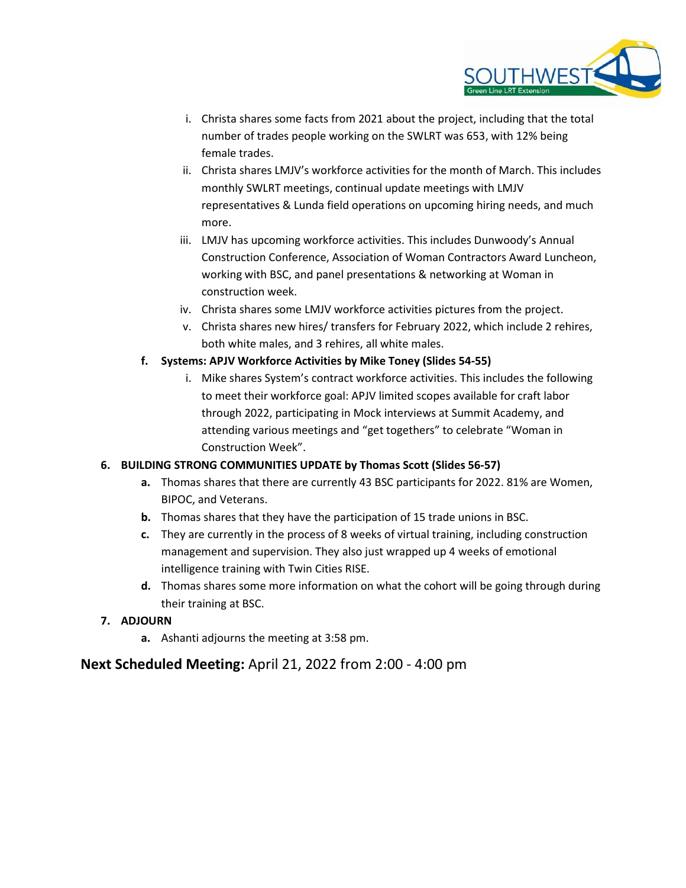i. Christa shares some facts from 2021 about the project, including that the total number of trades people working on the SWLRT was 653, with 12% being female trades.

ii. Christa shares LMJV's workforce activities for the month of March. This includes monthly SWLRT meetings, continual update meetings with LMJV representatives & Lunda field operations on upcoming hiring needs, and much more.

iii. LMJV has upcoming workforce activities. This includes Dunwoody's Annual Construction Conference, Association of Woman Contractors Award Luncheon, working with BSC, and panel presentations & networking at Woman in construction week.

iv. Christa shares some LMJV workforce activities pictures from the project.

v. Christa shares new hires/ transfers for February 2022, which include 2 rehires, both white males, and 3 rehires, all white males.

**f. Systems: APJV Workforce Activities by Mike Toney (Slides 54-55)**

i. Mike shares System's contract workforce activities. This includes the following to meet their workforce goal: APJV limited scopes available for craft labor through 2022, participating in Mock interviews at Summit Academy, and attending various meetings and "get togethers" to celebrate "Woman in Construction Week".

**6. BUILDING STRONG COMMUNITIES UPDATE by Thomas Scott (Slides 56-57)**

**a.** Thomas shares that there are currently 43 BSC participants for 2022. 81% are Women, BIPOC, and Veterans.

**b.** Thomas shares that they have the participation of 15 trade unions in BSC.

**c.** They are currently in the process of 8 weeks of virtual training, including construction management and supervision. They also just wrapped up 4 weeks of emotional intelligence training with Twin Cities RISE.

**d.** Thomas shares some more information on what the cohort will be going through during their training at BSC.

**7. ADJOURN**

**a.** Ashanti adjourns the meeting at 3:58 pm.

**Next Scheduled Meeting:** April 21, 2022 from 2:00 - 4:00 pm